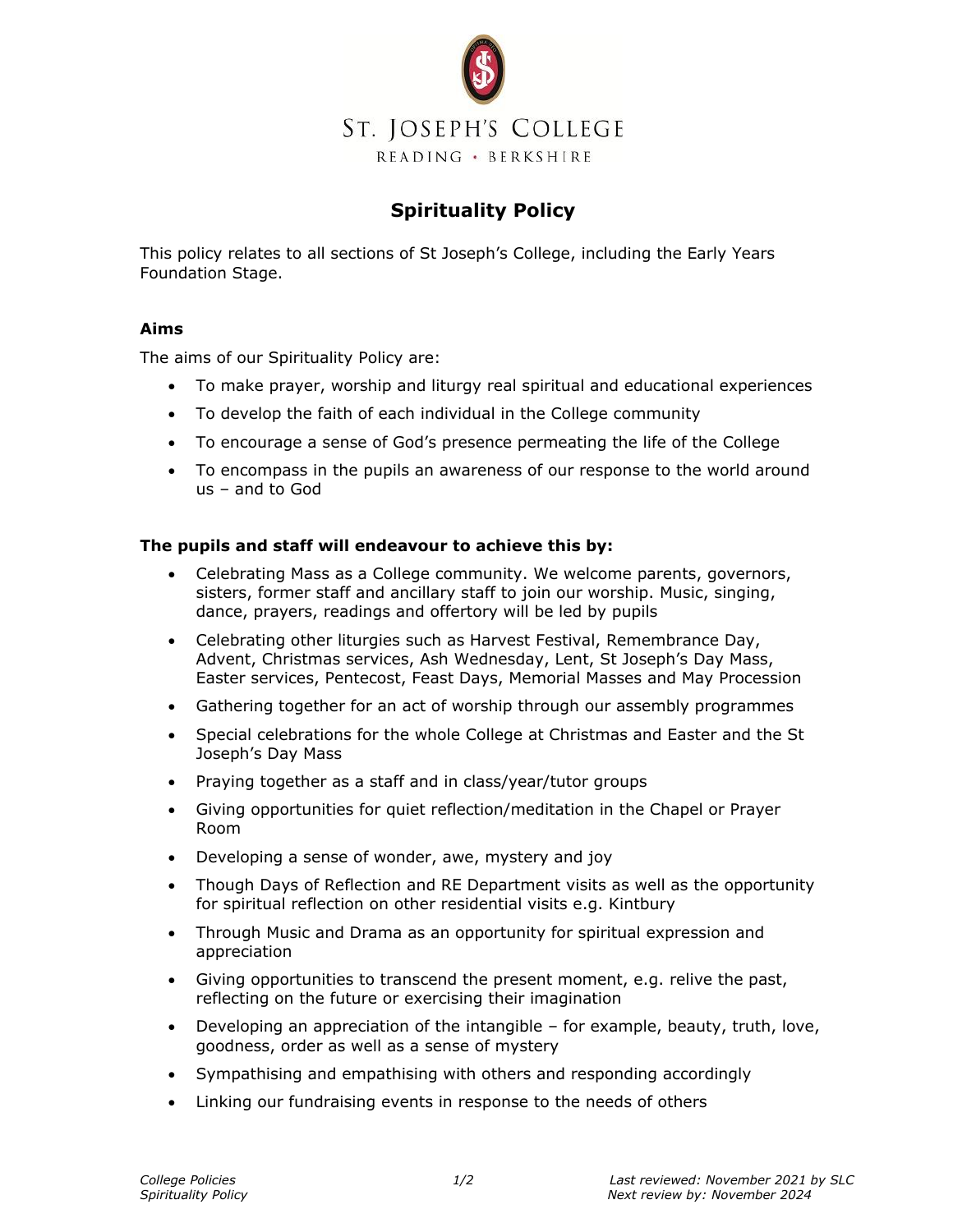ST. JOSEPH'S COLLEGE

READING • BERKSHIRE

# Spirituality Policy

This policy relates to all sections of St Joseph's College, including the Early Years Foundation Stage.

### Aims

The aims of our Spirituality Policy are:

- To make prayer, worship and liturgy real spiritual and educational experiences
- To develop the faith of each individual in the College community
- To encourage a sense of God's presence permeating the life of the College
- To encompass in the pupils an awareness of our response to the world around us – and to God

### The pupils and staff will endeavour to achieve this by:

- Celebrating Mass as a College community. We welcome parents, governors, sisters, former staff and ancillary staff to join our worship. Music, singing, dance, prayers, readings and offertory will be led by pupils
- Celebrating other liturgies such as Harvest Festival, Remembrance Day, Advent, Christmas services, Ash Wednesday, Lent, St Joseph's Day Mass, Easter services, Pentecost, Feast Days, Memorial Masses and May Procession
- Gathering together for an act of worship through our assembly programmes
- Special celebrations for the whole College at Christmas and Easter and the St Joseph's Day Mass
- Praying together as a staff and in class/year/tutor groups
- Giving opportunities for quiet reflection/meditation in the Chapel or Prayer Room
- Developing a sense of wonder, awe, mystery and joy
- Though Days of Reflection and RE Department visits as well as the opportunity for spiritual reflection on other residential visits e.g. Kintbury
- Through Music and Drama as an opportunity for spiritual expression and appreciation
- Giving opportunities to transcend the present moment, e.g. relive the past, reflecting on the future or exercising their imagination
- Developing an appreciation of the intangible – for example, beauty, truth, love, goodness, order as well as a sense of mystery
- Sympathising and empathising with others and responding accordingly
- Linking our fundraising events in response to the needs of others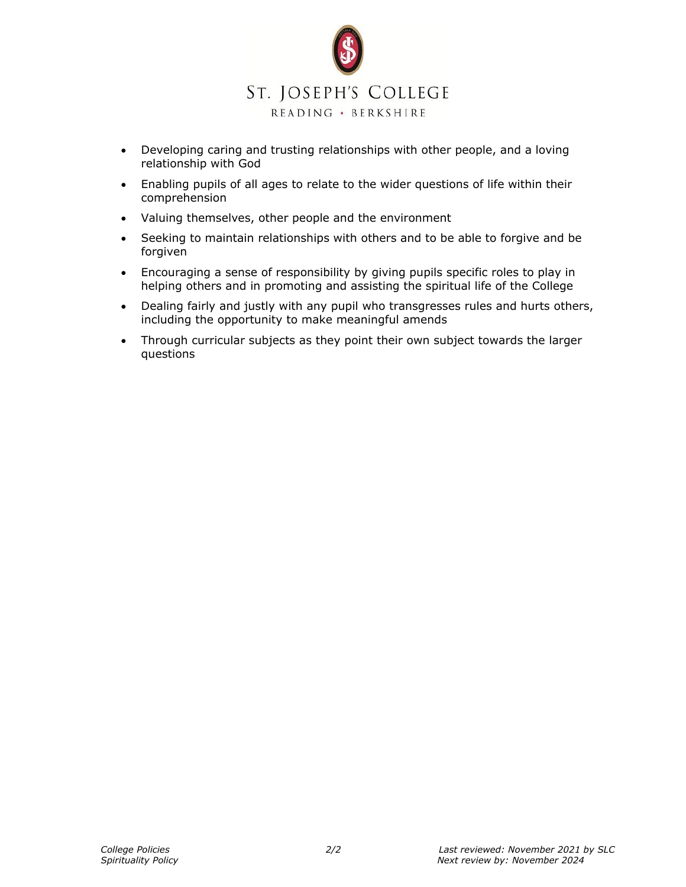- Developing caring and trusting relationships with other people, and a loving relationship with God
- Enabling pupils of all ages to relate to the wider questions of life within their comprehension
- Valuing themselves, other people and the environment
- Seeking to maintain relationships with others and to be able to forgive and be forgiven
- Encouraging a sense of responsibility by giving pupils specific roles to play in helping others and in promoting and assisting the spiritual life of the College
- Dealing fairly and justly with any pupil who transgresses rules and hurts others, including the opportunity to make meaningful amends
- Through curricular subjects as they point their own subject towards the larger questions